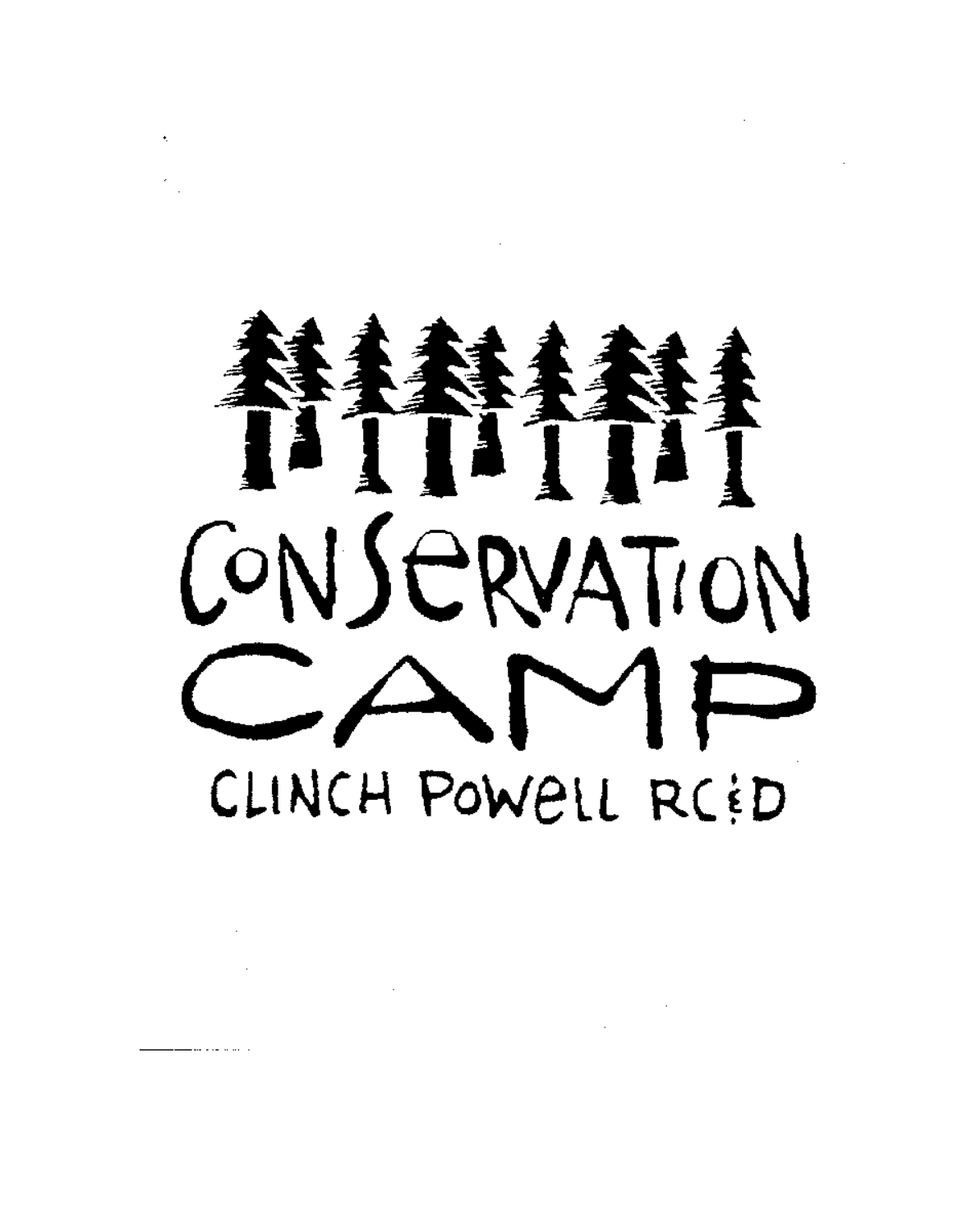# CONSERVATION CAMP

## CLINCH POWELL RC&D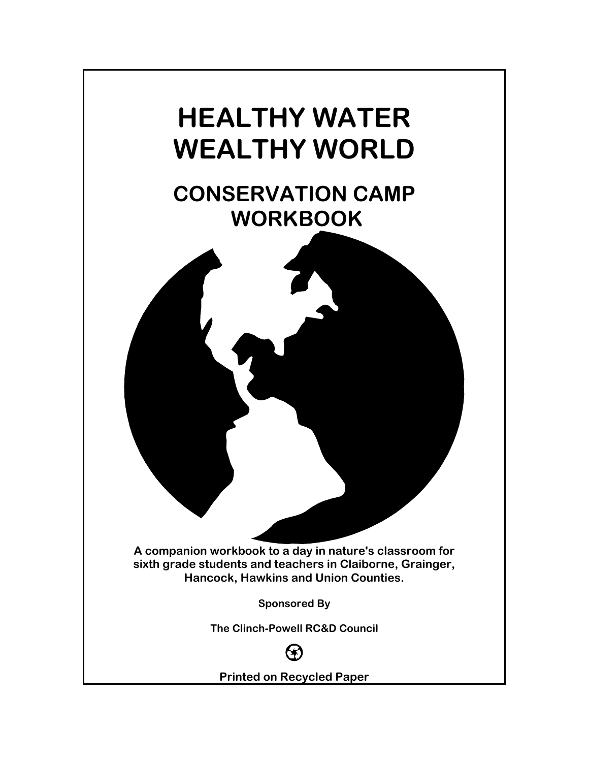# HEALTHY WATER WEALTHY WORLD

## CONSERVATION CAMP WORKBOOK

**A companion workbook to a day in nature's classroom for sixth grade students and teachers in Claiborne, Grainger, Hancock, Hawkins and Union Counties.**

**Sponsored By**

**The Clinch-Powell RC&D Council**

**Printed on Recycled Paper**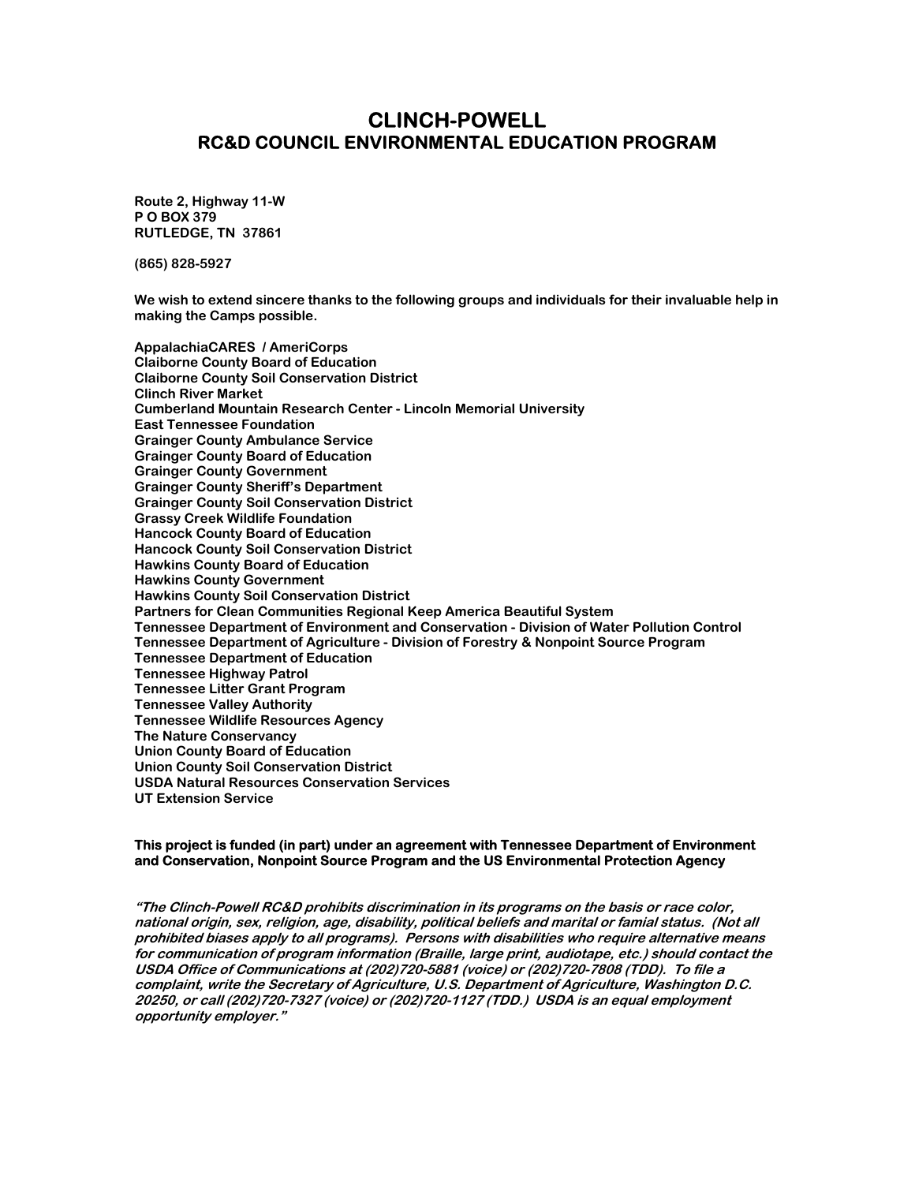# CLINCH-POWELL

## RC&D COUNCIL ENVIRONMENTAL EDUCATION PROGRAM

**Route 2, Highway 11-W**
**P O BOX 379**
**RUTLEDGE, TN 37861**

**(865) 828-5927**

**We wish to extend sincere thanks to the following groups and individuals for their invaluable help in making the Camps possible.**

**AppalachiaCARES / AmeriCorps**
**Claiborne County Board of Education**
**Claiborne County Soil Conservation District**
**Clinch River Market**
**Cumberland Mountain Research Center - Lincoln Memorial University**
**East Tennessee Foundation**
**Grainger County Ambulance Service**
**Grainger County Board of Education**
**Grainger County Government**
**Grainger County Sheriff's Department**
**Grainger County Soil Conservation District**
**Grassy Creek Wildlife Foundation**
**Hancock County Board of Education**
**Hancock County Soil Conservation District**
**Hawkins County Board of Education**
**Hawkins County Government**
**Hawkins County Soil Conservation District**
**Partners for Clean Communities Regional Keep America Beautiful System**
**Tennessee Department of Environment and Conservation - Division of Water Pollution Control**
**Tennessee Department of Agriculture - Division of Forestry & Nonpoint Source Program**
**Tennessee Department of Education**
**Tennessee Highway Patrol**
**Tennessee Litter Grant Program**
**Tennessee Valley Authority**
**Tennessee Wildlife Resources Agency**
**The Nature Conservancy**
**Union County Board of Education**
**Union County Soil Conservation District**
**USDA Natural Resources Conservation Services**
**UT Extension Service**

**This project is funded (in part) under an agreement with Tennessee Department of Environment and Conservation, Nonpoint Source Program and the US Environmental Protection Agency**

***"The Clinch-Powell RC&D prohibits discrimination in its programs on the basis or race color, national origin, sex, religion, age, disability, political beliefs and marital or famial status. (Not all prohibited biases apply to all programs). Persons with disabilities who require alternative means for communication of program information (Braille, large print, audiotape, etc.) should contact the USDA Office of Communications at (202)720-5881 (voice) or (202)720-7808 (TDD). To file a complaint, write the Secretary of Agriculture, U.S. Department of Agriculture, Washington D.C. 20250, or call (202)720-7327 (voice) or (202)720-1127 (TDD.) USDA is an equal employment opportunity employer."***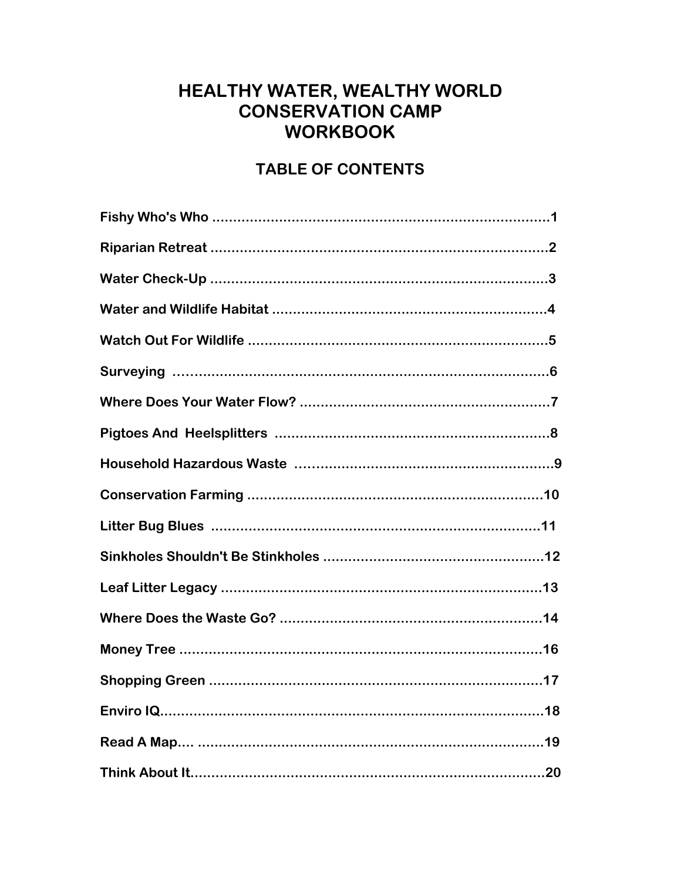# HEALTHY WATER, WEALTHY WORLD CONSERVATION CAMP WORKBOOK

## TABLE OF CONTENTS

Fishy Who's Who ....................................................................................1

Riparian Retreat ....................................................................................2

Water Check-Up .....................................................................................3

Water and Wildlife Habitat .....................................................................4

Watch Out For Wildlife ...........................................................................5

Surveying ...............................................................................................6

Where Does Your Water Flow? ..............................................................7

Pigtoes And Heelsplitters .......................................................................8

Household Hazardous Waste .................................................................9

Conservation Farming ..........................................................................10

Litter Bug Blues ....................................................................................11

Sinkholes Shouldn't Be Stinkholes .......................................................12

Leaf Litter Legacy .................................................................................13

Where Does the Waste Go? .................................................................14

Money Tree ..........................................................................................16

Shopping Green ...................................................................................17

Enviro IQ...............................................................................................18

Read A Map.... .....................................................................................19

Think About It........................................................................................20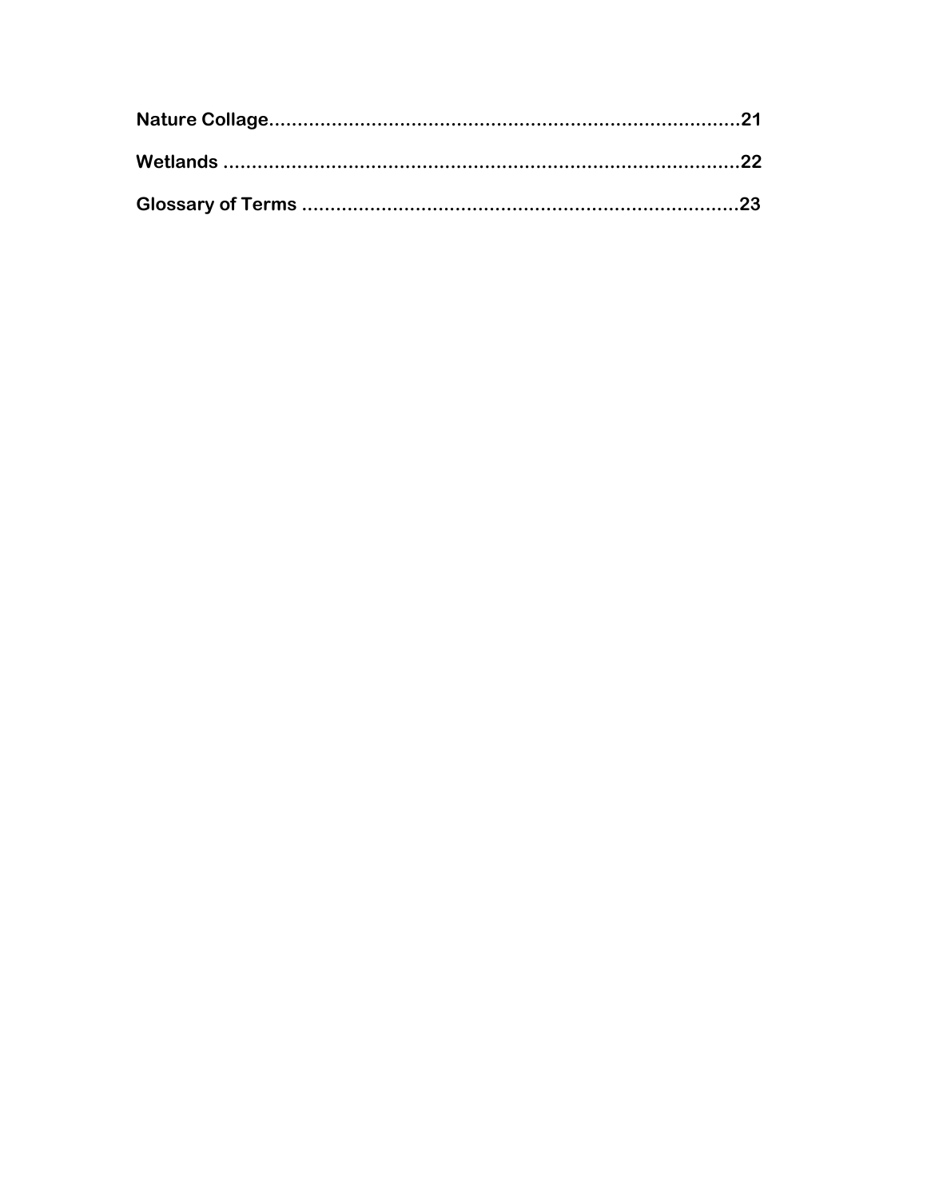**Nature Collage.......................................................................................21**

**Wetlands ..............................................................................................22**

**Glossary of Terms ...............................................................................23**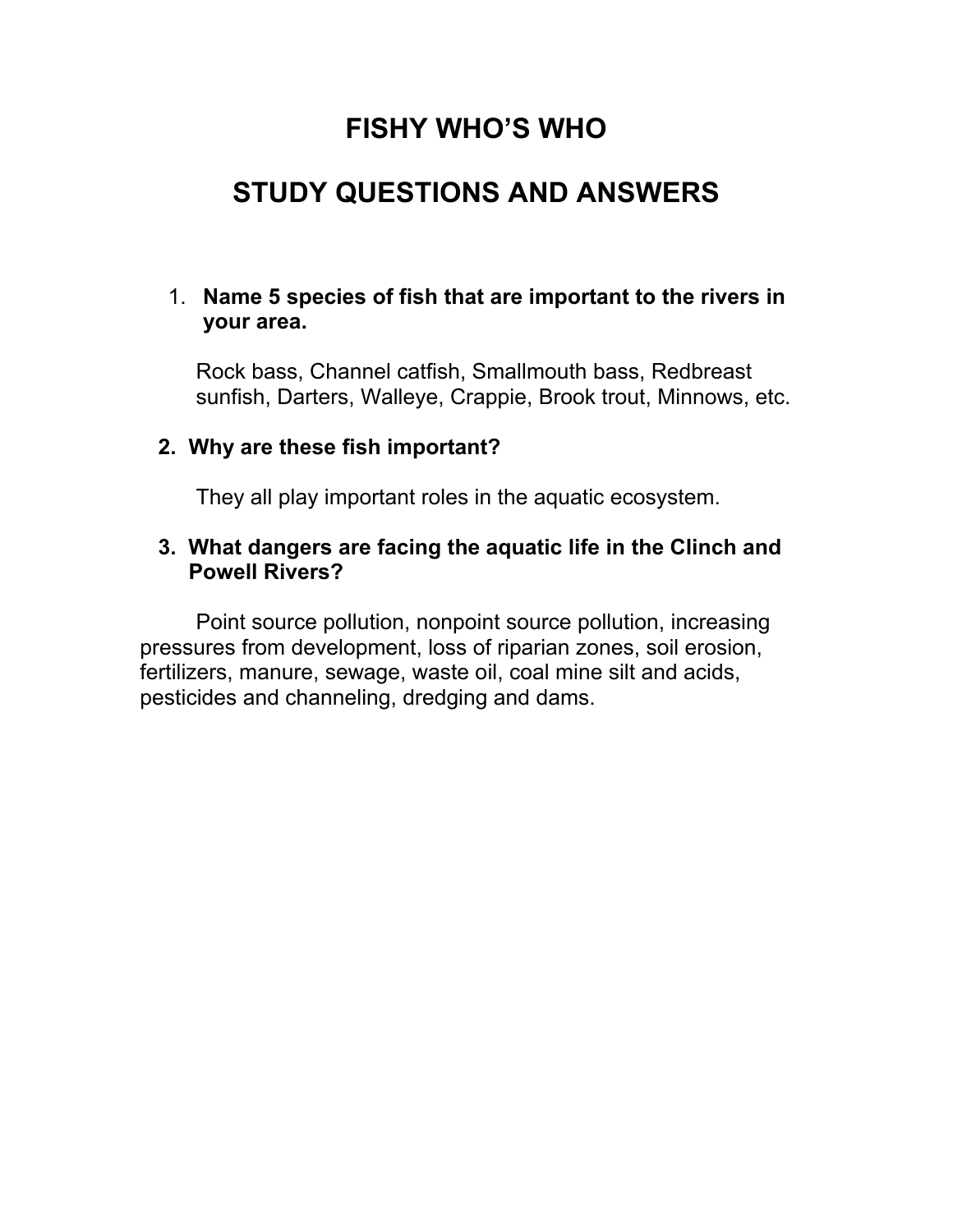# FISHY WHO'S WHO

# STUDY QUESTIONS AND ANSWERS

1. **Name 5 species of fish that are important to the rivers in your area.**

   Rock bass, Channel catfish, Smallmouth bass, Redbreast sunfish, Darters, Walleye, Crappie, Brook trout, Minnows, etc.

2. **Why are these fish important?**

   They all play important roles in the aquatic ecosystem.

3. **What dangers are facing the aquatic life in the Clinch and Powell Rivers?**

   Point source pollution, nonpoint source pollution, increasing pressures from development, loss of riparian zones, soil erosion, fertilizers, manure, sewage, waste oil, coal mine silt and acids, pesticides and channeling, dredging and dams.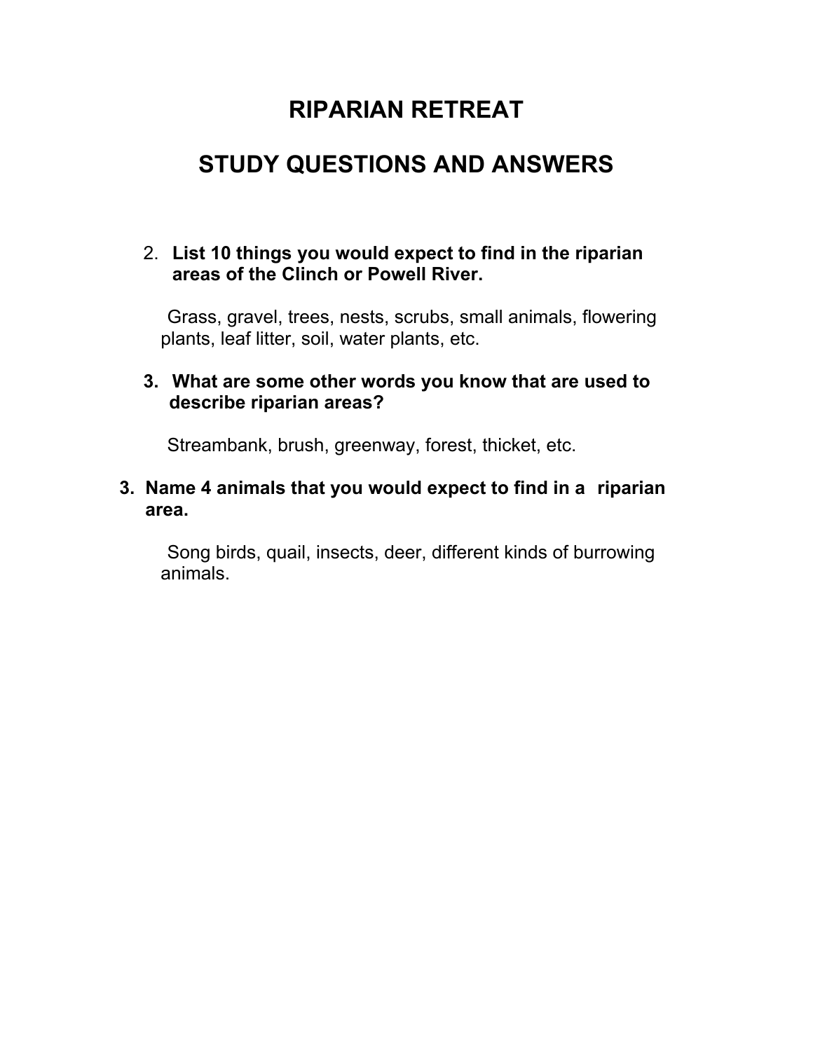# RIPARIAN RETREAT

# STUDY QUESTIONS AND ANSWERS

2. **List 10 things you would expect to find in the riparian areas of the Clinch or Powell River.**

   Grass, gravel, trees, nests, scrubs, small animals, flowering plants, leaf litter, soil, water plants, etc.

3. **What are some other words you know that are used to describe riparian areas?**

   Streambank, brush, greenway, forest, thicket, etc.

3. **Name 4 animals that you would expect to find in a riparian area.**

   Song birds, quail, insects, deer, different kinds of burrowing animals.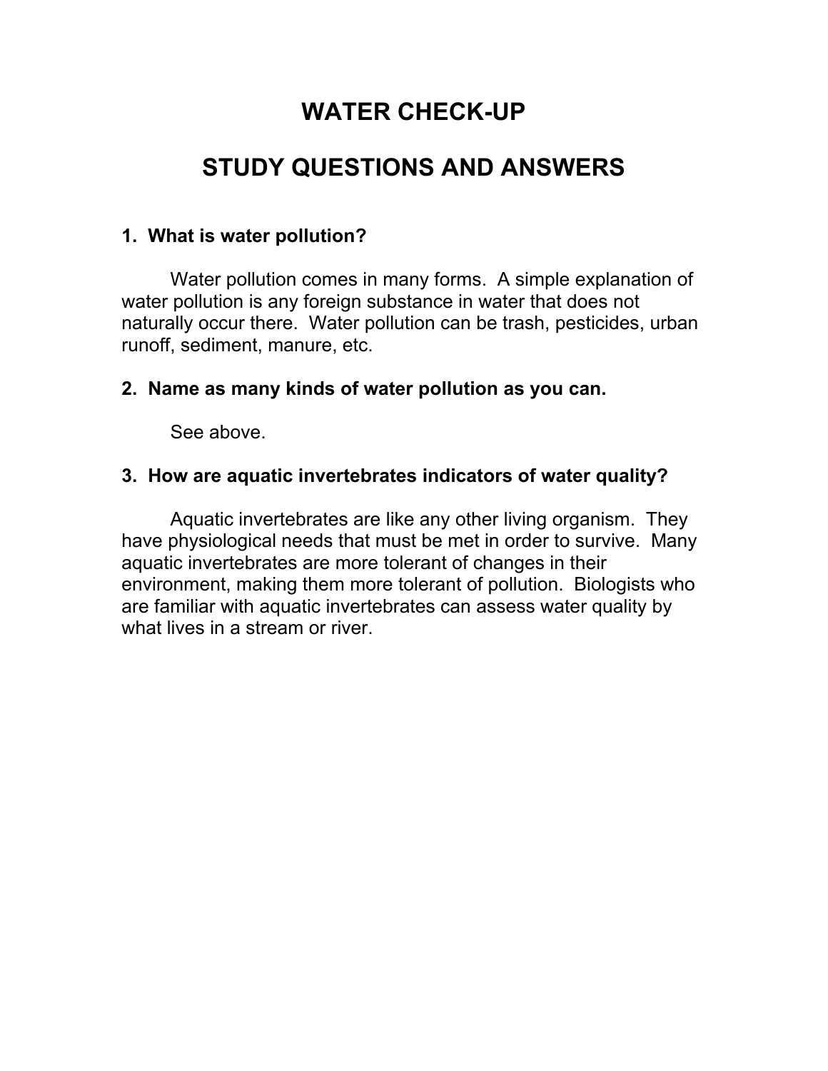# WATER CHECK-UP

# STUDY QUESTIONS AND ANSWERS

**1. What is water pollution?**

Water pollution comes in many forms. A simple explanation of water pollution is any foreign substance in water that does not naturally occur there. Water pollution can be trash, pesticides, urban runoff, sediment, manure, etc.

**2. Name as many kinds of water pollution as you can.**

See above.

**3. How are aquatic invertebrates indicators of water quality?**

Aquatic invertebrates are like any other living organism. They have physiological needs that must be met in order to survive. Many aquatic invertebrates are more tolerant of changes in their environment, making them more tolerant of pollution. Biologists who are familiar with aquatic invertebrates can assess water quality by what lives in a stream or river.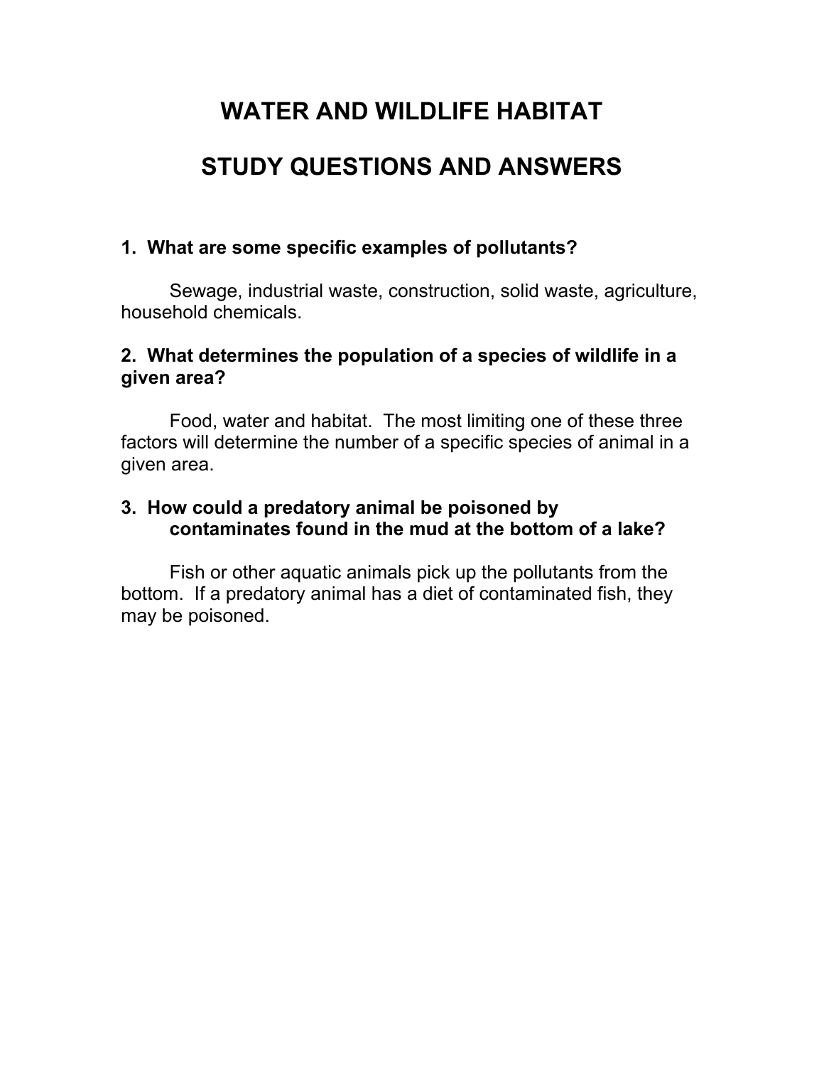# WATER AND WILDLIFE HABITAT

# STUDY QUESTIONS AND ANSWERS

**1. What are some specific examples of pollutants?**

Sewage, industrial waste, construction, solid waste, agriculture, household chemicals.

**2. What determines the population of a species of wildlife in a given area?**

Food, water and habitat. The most limiting one of these three factors will determine the number of a specific species of animal in a given area.

**3. How could a predatory animal be poisoned by contaminates found in the mud at the bottom of a lake?**

Fish or other aquatic animals pick up the pollutants from the bottom. If a predatory animal has a diet of contaminated fish, they may be poisoned.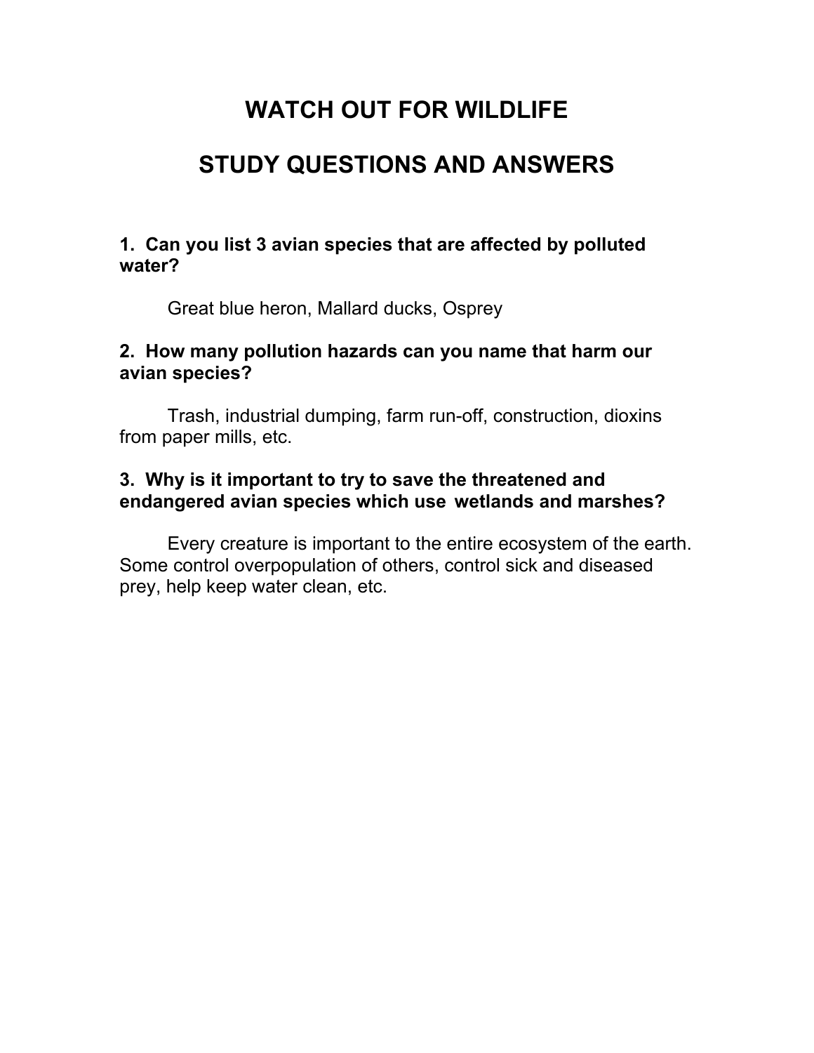# WATCH OUT FOR WILDLIFE

# STUDY QUESTIONS AND ANSWERS

**1. Can you list 3 avian species that are affected by polluted water?**

Great blue heron, Mallard ducks, Osprey

**2. How many pollution hazards can you name that harm our avian species?**

Trash, industrial dumping, farm run-off, construction, dioxins from paper mills, etc.

**3. Why is it important to try to save the threatened and endangered avian species which use wetlands and marshes?**

Every creature is important to the entire ecosystem of the earth. Some control overpopulation of others, control sick and diseased prey, help keep water clean, etc.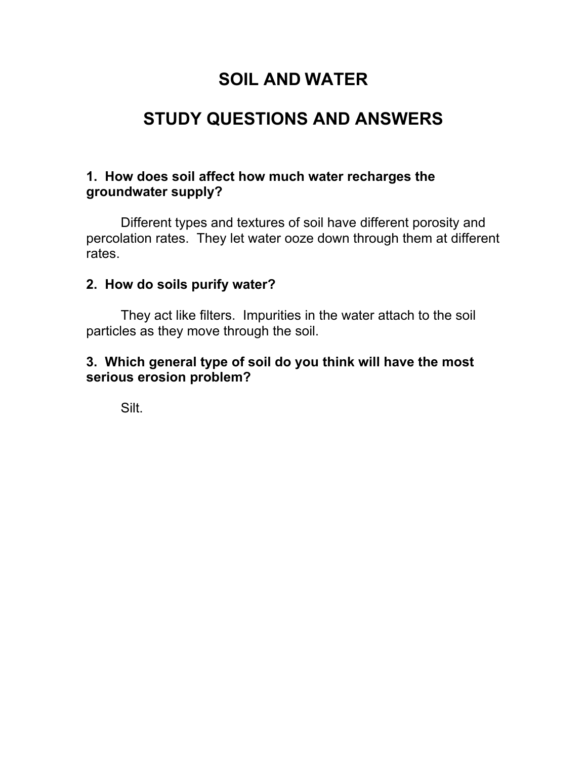# SOIL AND WATER

# STUDY QUESTIONS AND ANSWERS

**1. How does soil affect how much water recharges the groundwater supply?**

Different types and textures of soil have different porosity and percolation rates. They let water ooze down through them at different rates.

**2. How do soils purify water?**

They act like filters. Impurities in the water attach to the soil particles as they move through the soil.

**3. Which general type of soil do you think will have the most serious erosion problem?**

Silt.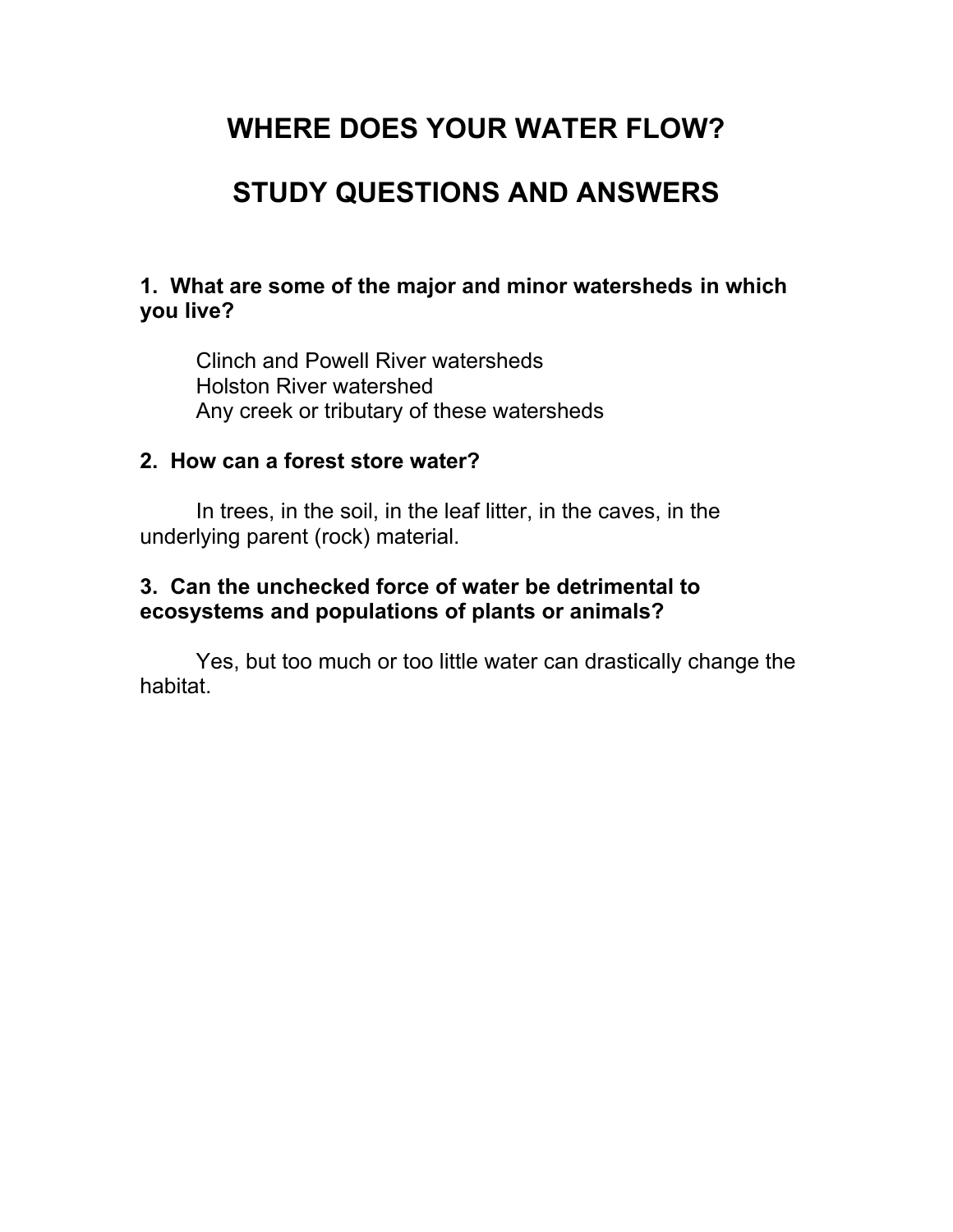# WHERE DOES YOUR WATER FLOW?

# STUDY QUESTIONS AND ANSWERS

**1. What are some of the major and minor watersheds in which you live?**

Clinch and Powell River watersheds
Holston River watershed
Any creek or tributary of these watersheds

**2. How can a forest store water?**

In trees, in the soil, in the leaf litter, in the caves, in the underlying parent (rock) material.

**3. Can the unchecked force of water be detrimental to ecosystems and populations of plants or animals?**

Yes, but too much or too little water can drastically change the habitat.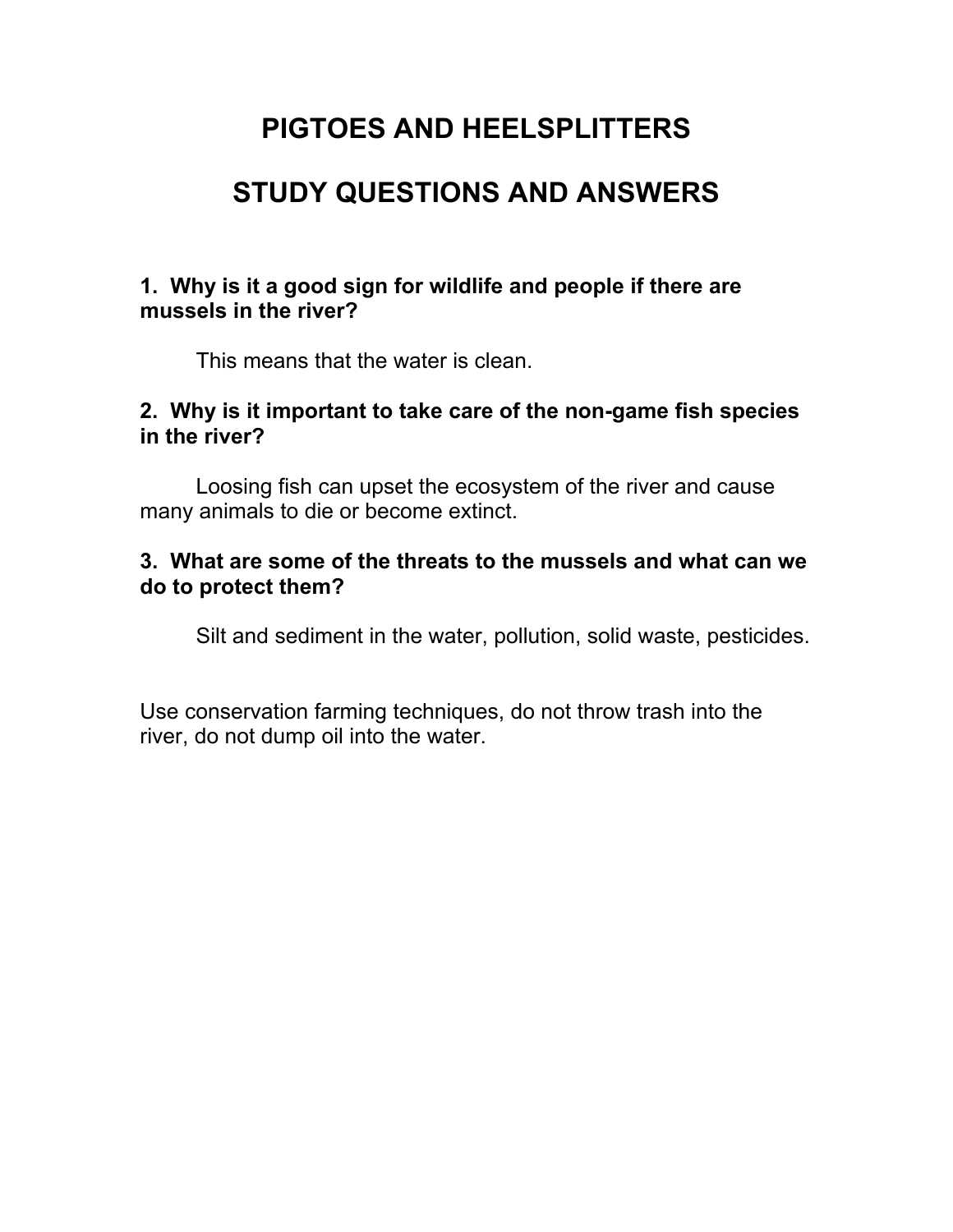# PIGTOES AND HEELSPLITTERS

# STUDY QUESTIONS AND ANSWERS

**1. Why is it a good sign for wildlife and people if there are mussels in the river?**

This means that the water is clean.

**2. Why is it important to take care of the non-game fish species in the river?**

Loosing fish can upset the ecosystem of the river and cause many animals to die or become extinct.

**3. What are some of the threats to the mussels and what can we do to protect them?**

Silt and sediment in the water, pollution, solid waste, pesticides.

Use conservation farming techniques, do not throw trash into the river, do not dump oil into the water.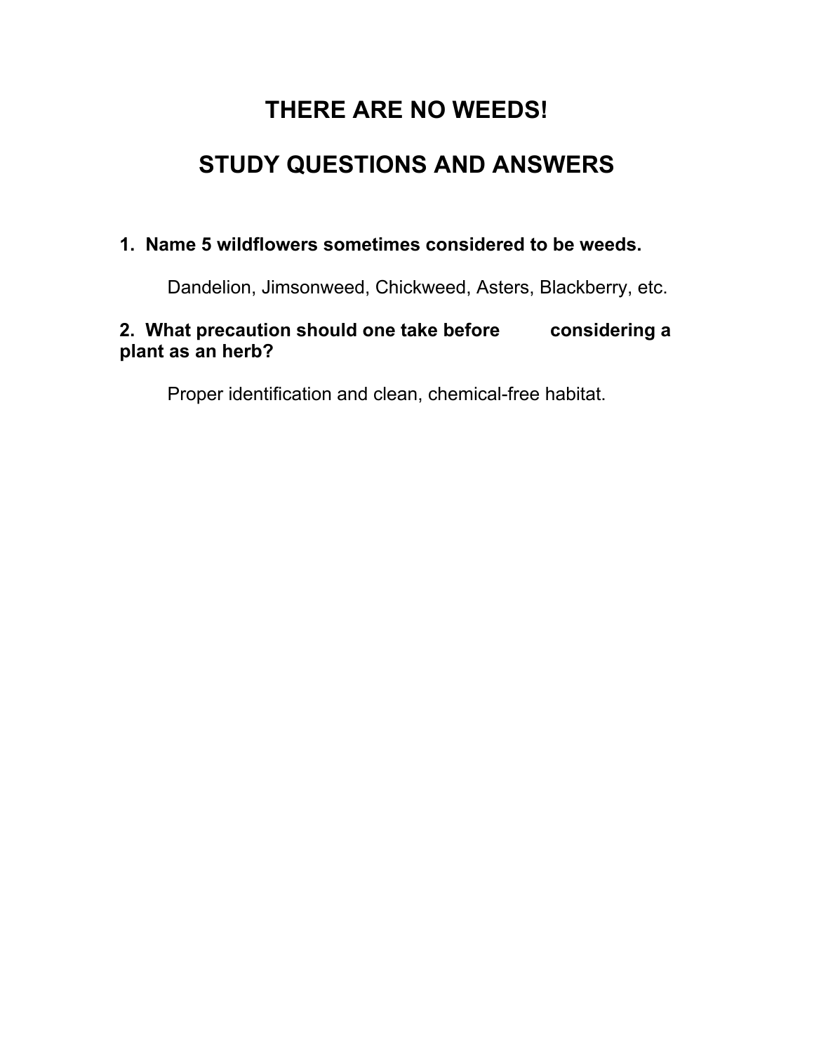# THERE ARE NO WEEDS!

# STUDY QUESTIONS AND ANSWERS

**1. Name 5 wildflowers sometimes considered to be weeds.**

Dandelion, Jimsonweed, Chickweed, Asters, Blackberry, etc.

**2. What precaution should one take before considering a plant as an herb?**

Proper identification and clean, chemical-free habitat.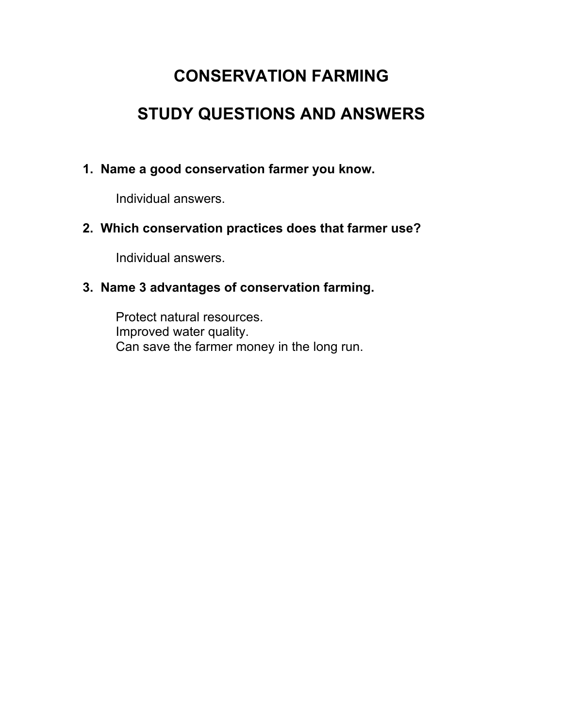# CONSERVATION FARMING

## STUDY QUESTIONS AND ANSWERS

1. **Name a good conservation farmer you know.**

   Individual answers.

2. **Which conservation practices does that farmer use?**

   Individual answers.

3. **Name 3 advantages of conservation farming.**

   Protect natural resources.
   Improved water quality.
   Can save the farmer money in the long run.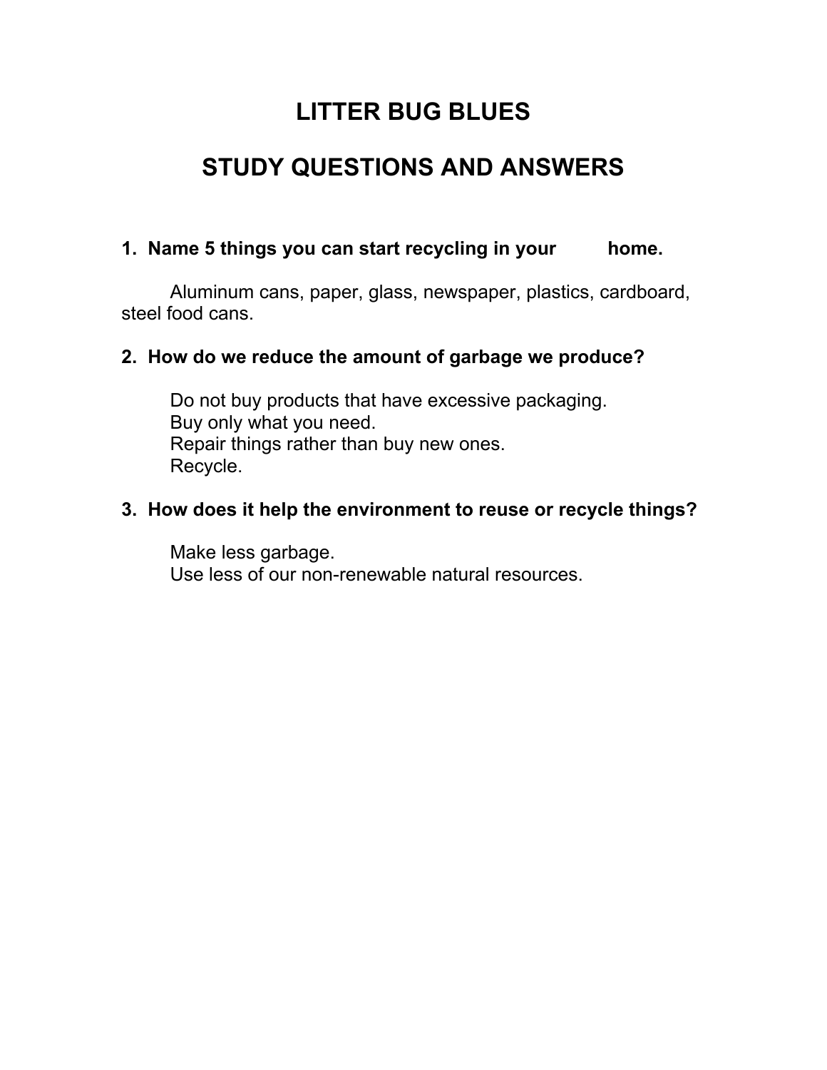# LITTER BUG BLUES

## STUDY QUESTIONS AND ANSWERS

**1. Name 5 things you can start recycling in your home.**

Aluminum cans, paper, glass, newspaper, plastics, cardboard, steel food cans.

**2. How do we reduce the amount of garbage we produce?**

Do not buy products that have excessive packaging.
Buy only what you need.
Repair things rather than buy new ones.
Recycle.

**3. How does it help the environment to reuse or recycle things?**

Make less garbage.
Use less of our non-renewable natural resources.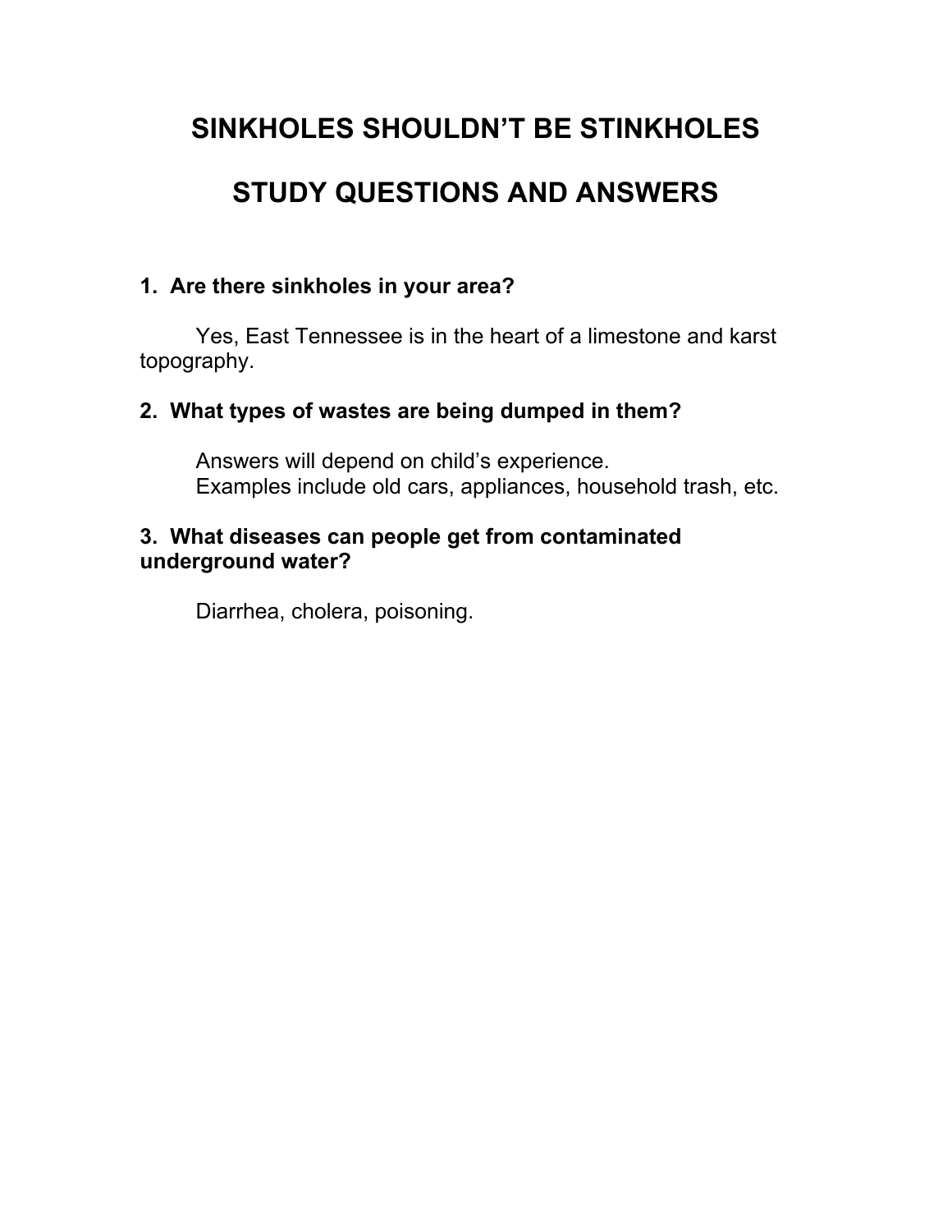# SINKHOLES SHOULDN'T BE STINKHOLES

# STUDY QUESTIONS AND ANSWERS

**1. Are there sinkholes in your area?**

Yes, East Tennessee is in the heart of a limestone and karst topography.

**2. What types of wastes are being dumped in them?**

Answers will depend on child's experience.
Examples include old cars, appliances, household trash, etc.

**3. What diseases can people get from contaminated underground water?**

Diarrhea, cholera, poisoning.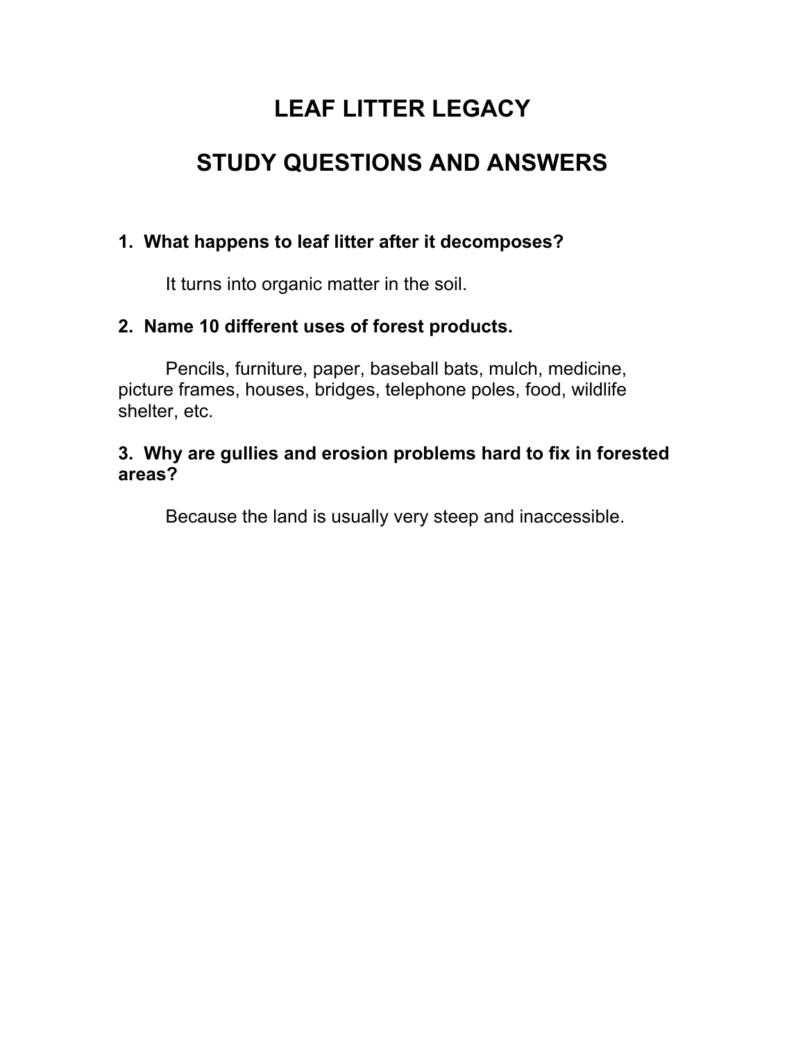# LEAF LITTER LEGACY

## STUDY QUESTIONS AND ANSWERS

**1. What happens to leaf litter after it decomposes?**

It turns into organic matter in the soil.

**2. Name 10 different uses of forest products.**

Pencils, furniture, paper, baseball bats, mulch, medicine, picture frames, houses, bridges, telephone poles, food, wildlife shelter, etc.

**3. Why are gullies and erosion problems hard to fix in forested areas?**

Because the land is usually very steep and inaccessible.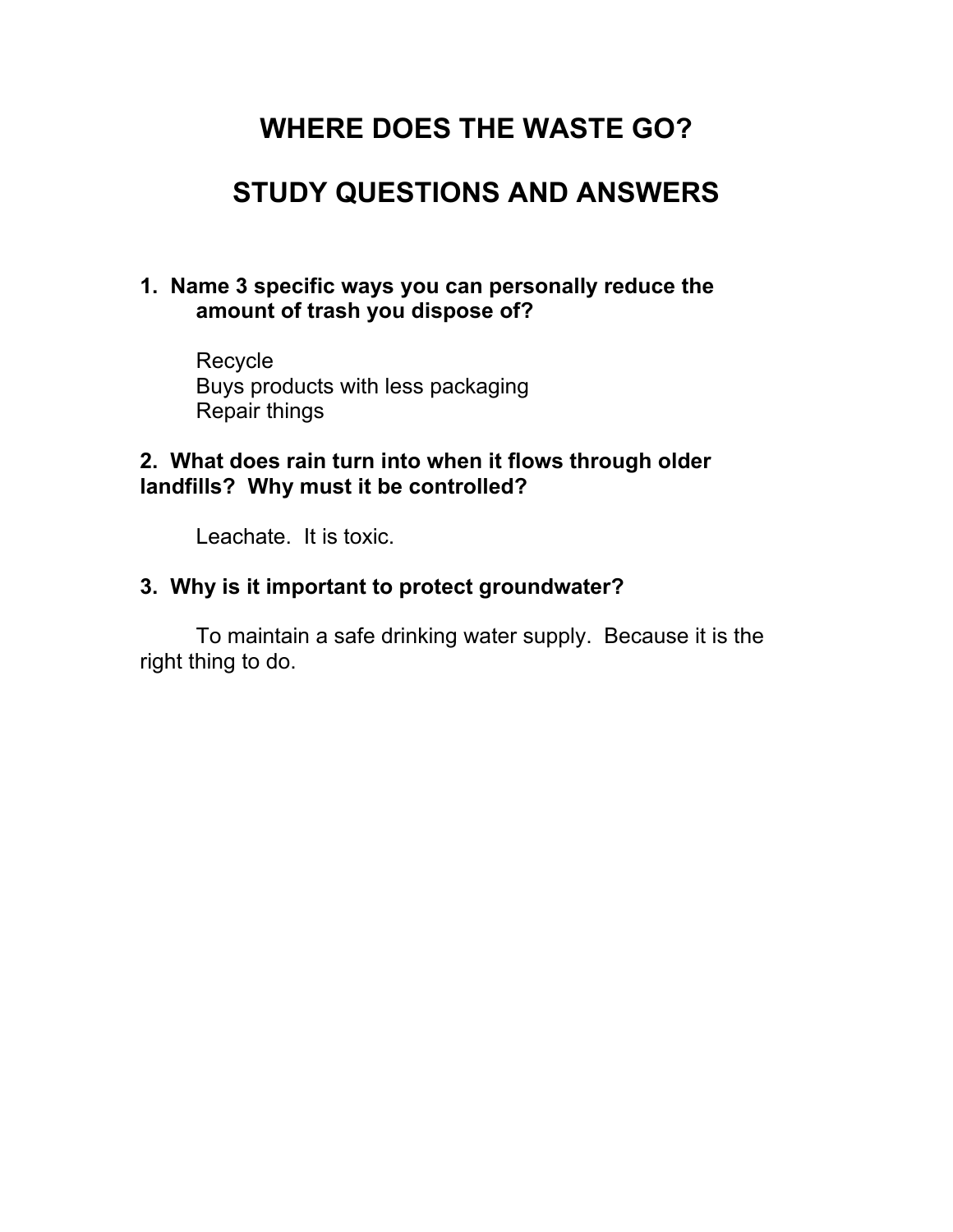# WHERE DOES THE WASTE GO?

# STUDY QUESTIONS AND ANSWERS

**1. Name 3 specific ways you can personally reduce the amount of trash you dispose of?**

Recycle
Buys products with less packaging
Repair things

**2. What does rain turn into when it flows through older landfills? Why must it be controlled?**

Leachate. It is toxic.

**3. Why is it important to protect groundwater?**

To maintain a safe drinking water supply. Because it is the right thing to do.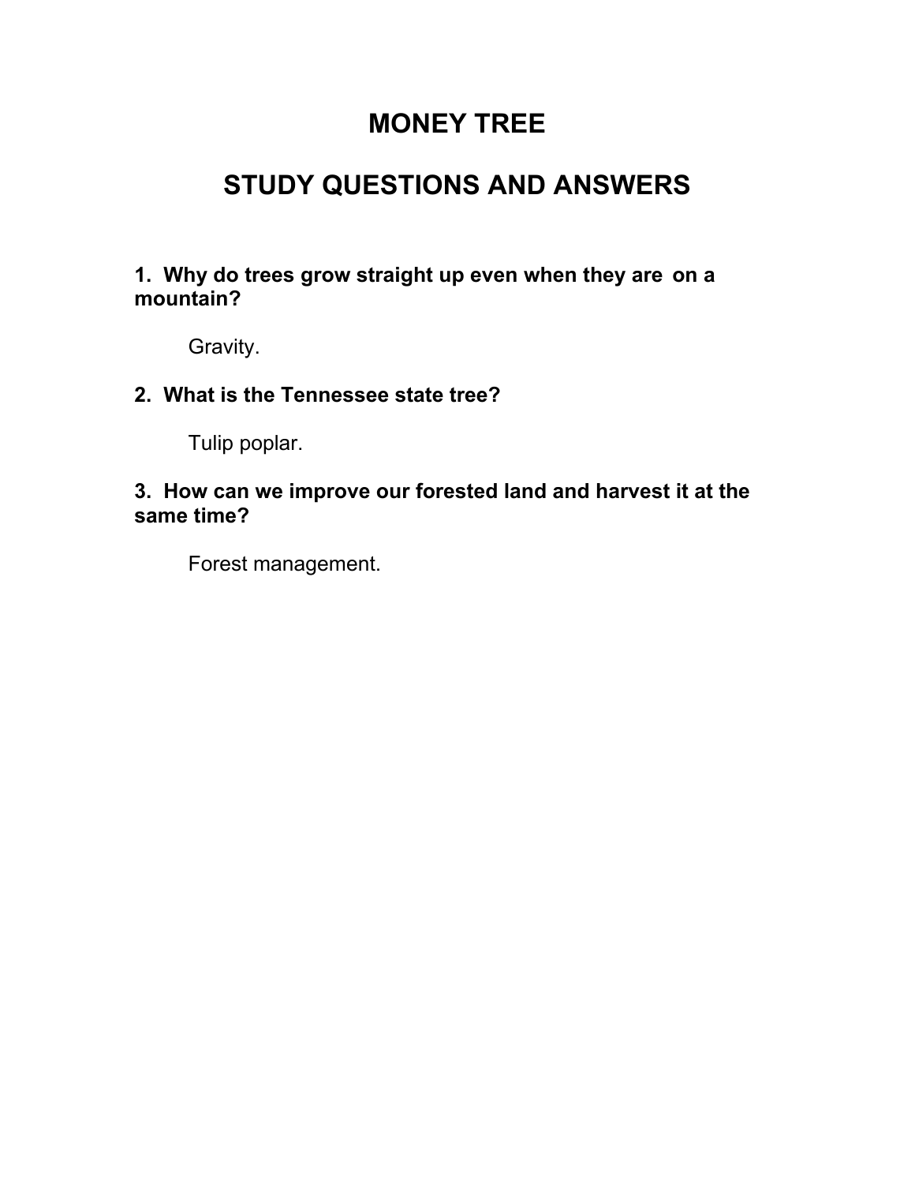# MONEY TREE

## STUDY QUESTIONS AND ANSWERS

**1. Why do trees grow straight up even when they are on a mountain?**

Gravity.

**2. What is the Tennessee state tree?**

Tulip poplar.

**3. How can we improve our forested land and harvest it at the same time?**

Forest management.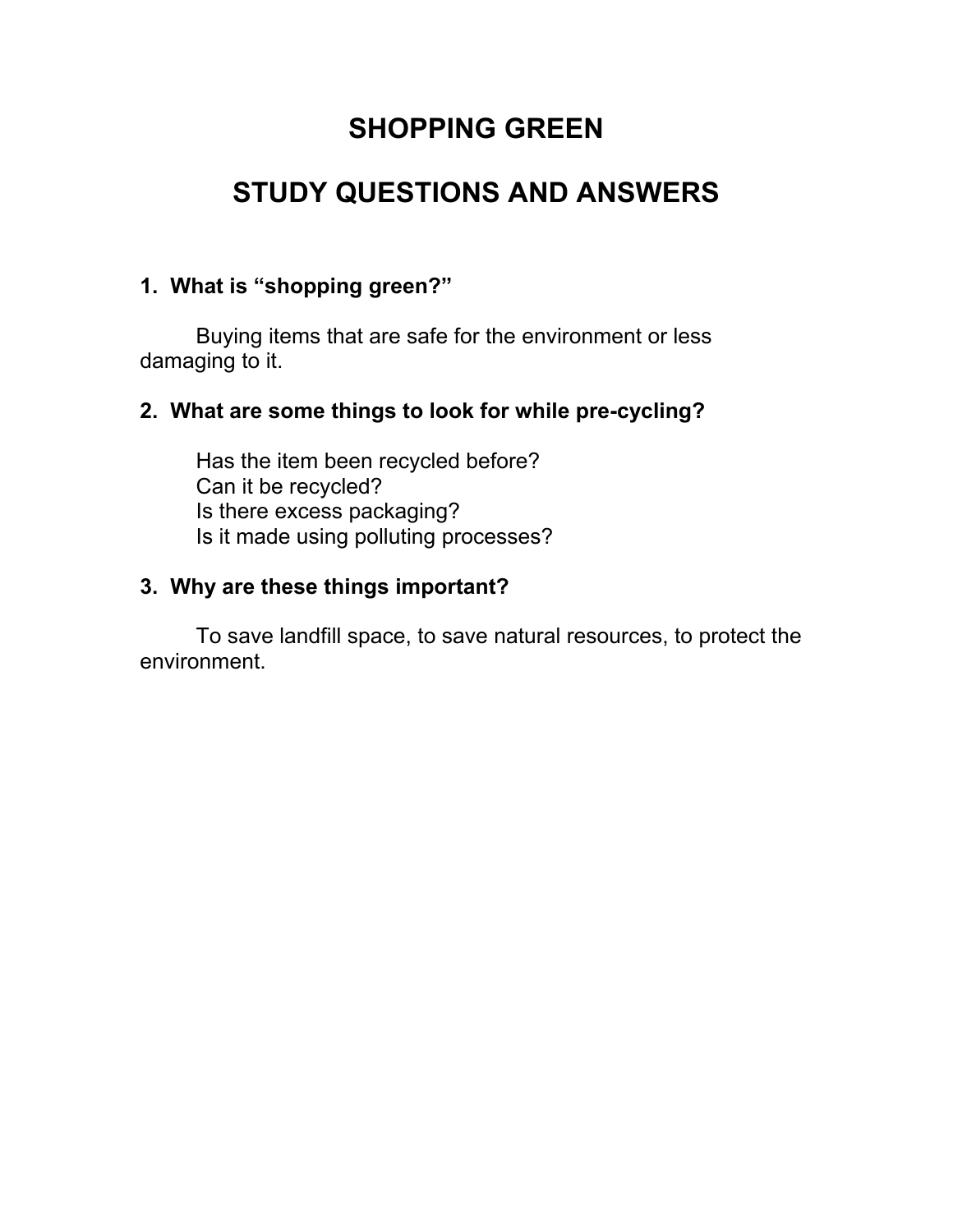# SHOPPING GREEN

## STUDY QUESTIONS AND ANSWERS

**1. What is “shopping green?”**

Buying items that are safe for the environment or less damaging to it.

**2. What are some things to look for while pre-cycling?**

Has the item been recycled before?
Can it be recycled?
Is there excess packaging?
Is it made using polluting processes?

**3. Why are these things important?**

To save landfill space, to save natural resources, to protect the environment.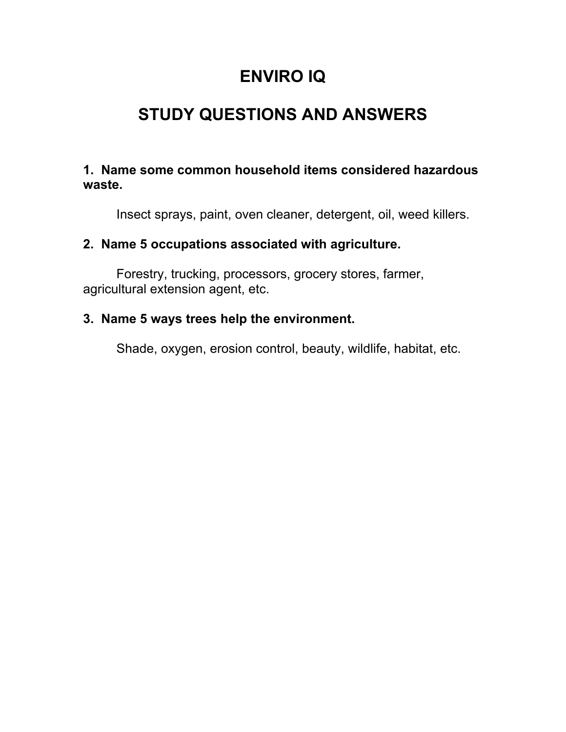# ENVIRO IQ

## STUDY QUESTIONS AND ANSWERS

**1. Name some common household items considered hazardous waste.**

Insect sprays, paint, oven cleaner, detergent, oil, weed killers.

**2. Name 5 occupations associated with agriculture.**

Forestry, trucking, processors, grocery stores, farmer, agricultural extension agent, etc.

**3. Name 5 ways trees help the environment.**

Shade, oxygen, erosion control, beauty, wildlife, habitat, etc.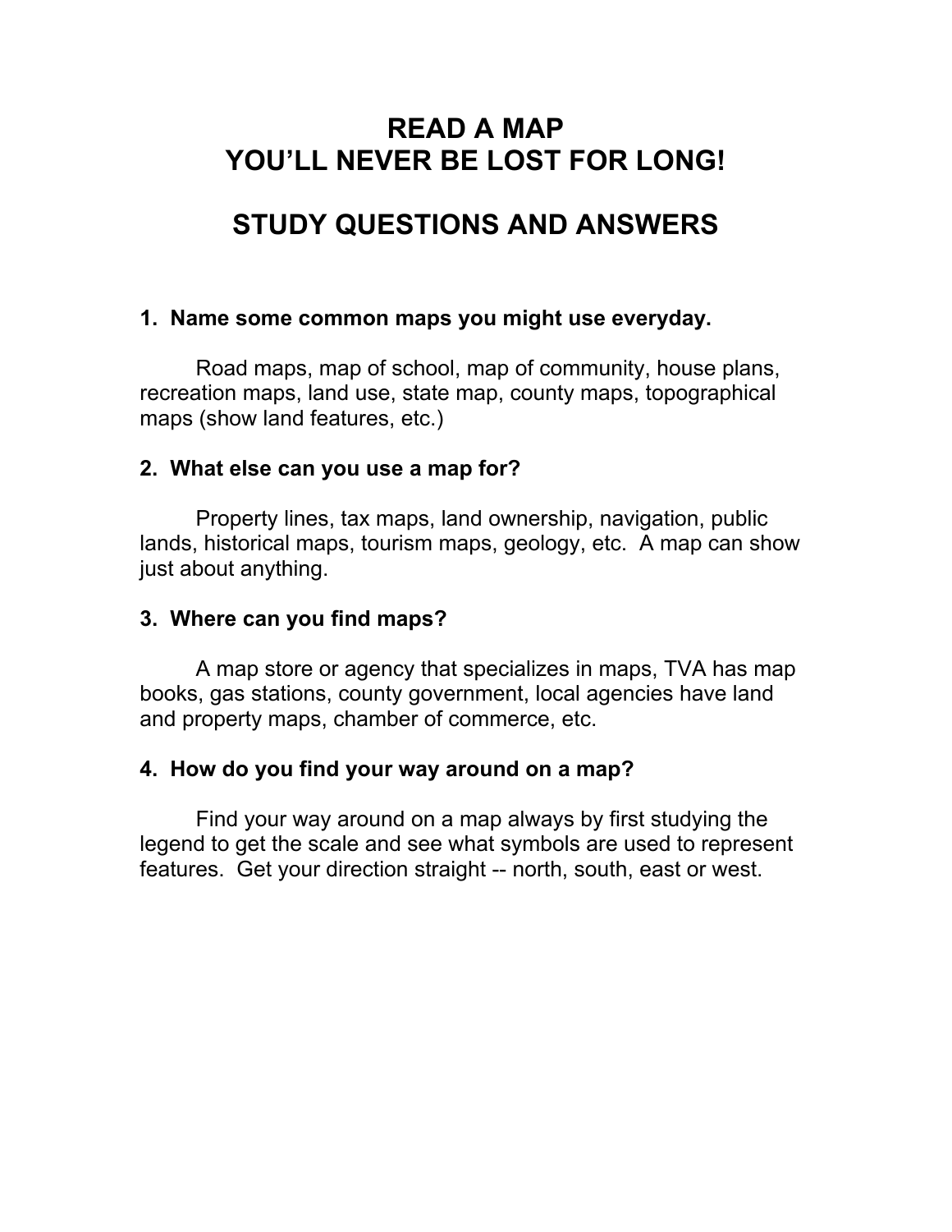# READ A MAP
# YOU'LL NEVER BE LOST FOR LONG!

## STUDY QUESTIONS AND ANSWERS

**1. Name some common maps you might use everyday.**

Road maps, map of school, map of community, house plans, recreation maps, land use, state map, county maps, topographical maps (show land features, etc.)

**2. What else can you use a map for?**

Property lines, tax maps, land ownership, navigation, public lands, historical maps, tourism maps, geology, etc. A map can show just about anything.

**3. Where can you find maps?**

A map store or agency that specializes in maps, TVA has map books, gas stations, county government, local agencies have land and property maps, chamber of commerce, etc.

**4. How do you find your way around on a map?**

Find your way around on a map always by first studying the legend to get the scale and see what symbols are used to represent features. Get your direction straight -- north, south, east or west.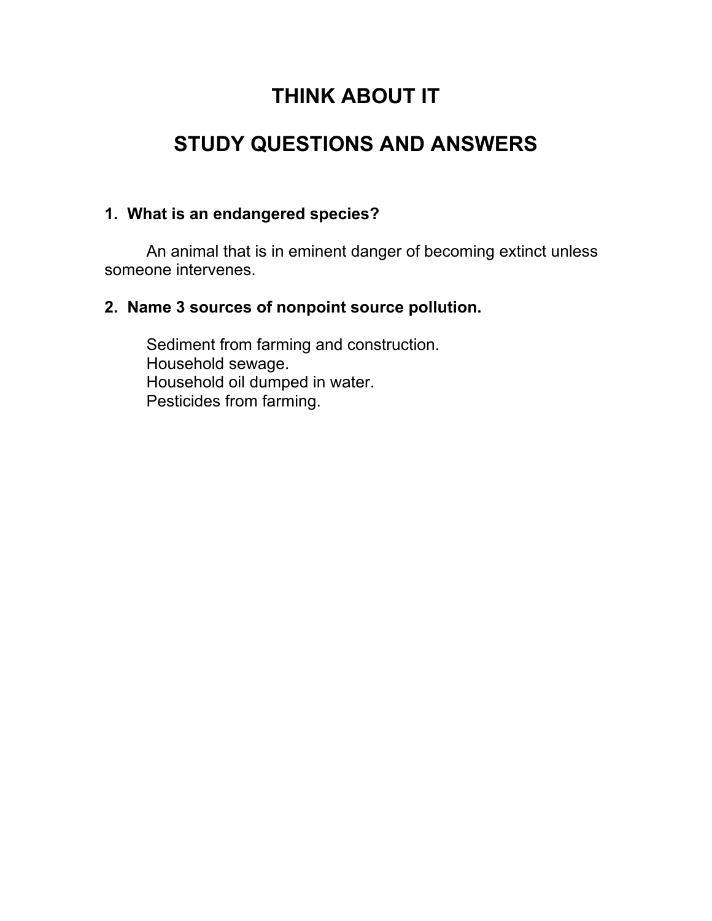# THINK ABOUT IT

# STUDY QUESTIONS AND ANSWERS

**1. What is an endangered species?**

An animal that is in eminent danger of becoming extinct unless someone intervenes.

**2. Name 3 sources of nonpoint source pollution.**

Sediment from farming and construction.
Household sewage.
Household oil dumped in water.
Pesticides from farming.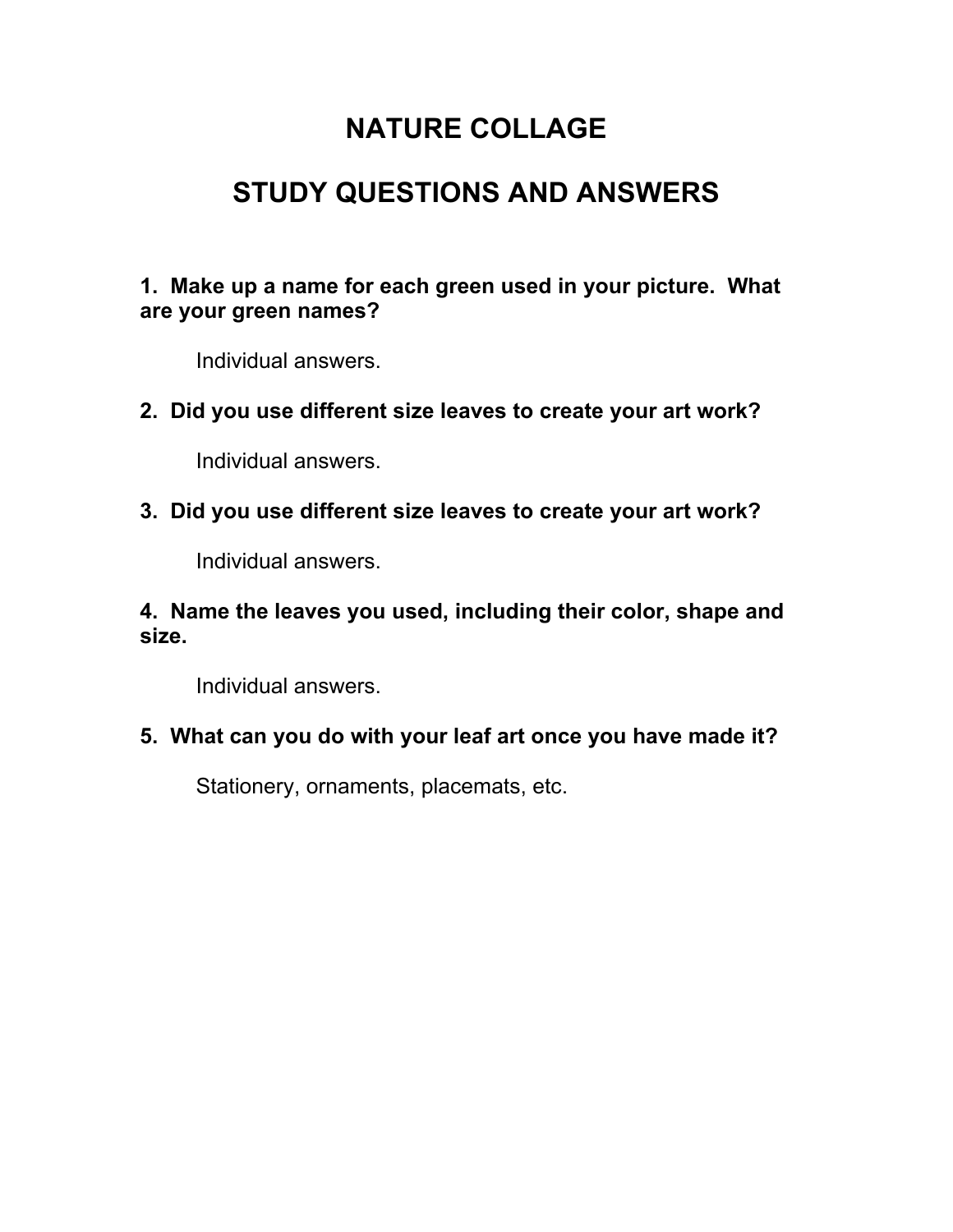# NATURE COLLAGE

## STUDY QUESTIONS AND ANSWERS

**1. Make up a name for each green used in your picture. What are your green names?**

Individual answers.

**2. Did you use different size leaves to create your art work?**

Individual answers.

**3. Did you use different size leaves to create your art work?**

Individual answers.

**4. Name the leaves you used, including their color, shape and size.**

Individual answers.

**5. What can you do with your leaf art once you have made it?**

Stationery, ornaments, placemats, etc.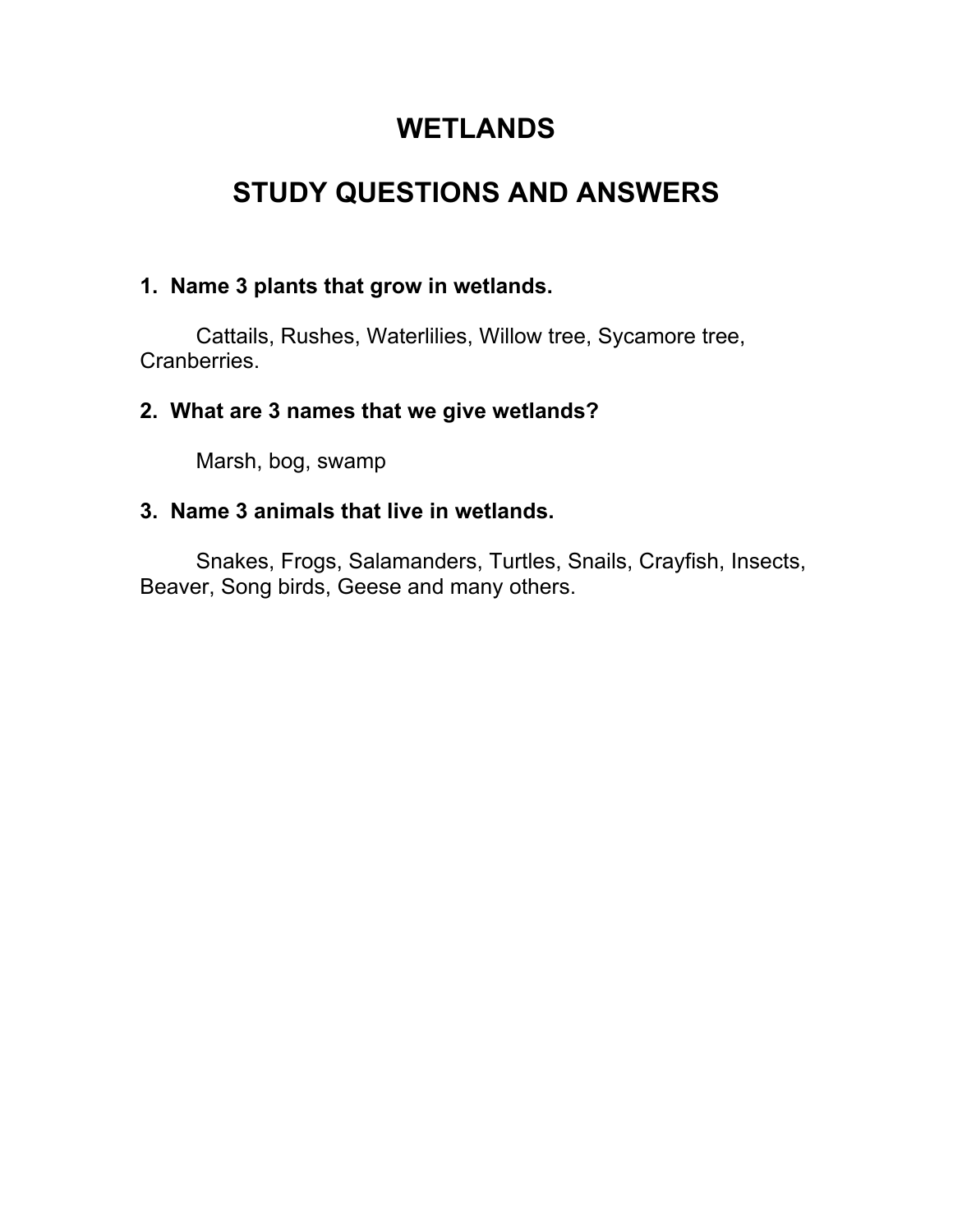# WETLANDS

# STUDY QUESTIONS AND ANSWERS

**1. Name 3 plants that grow in wetlands.**

Cattails, Rushes, Waterlilies, Willow tree, Sycamore tree, Cranberries.

**2. What are 3 names that we give wetlands?**

Marsh, bog, swamp

**3. Name 3 animals that live in wetlands.**

Snakes, Frogs, Salamanders, Turtles, Snails, Crayfish, Insects, Beaver, Song birds, Geese and many others.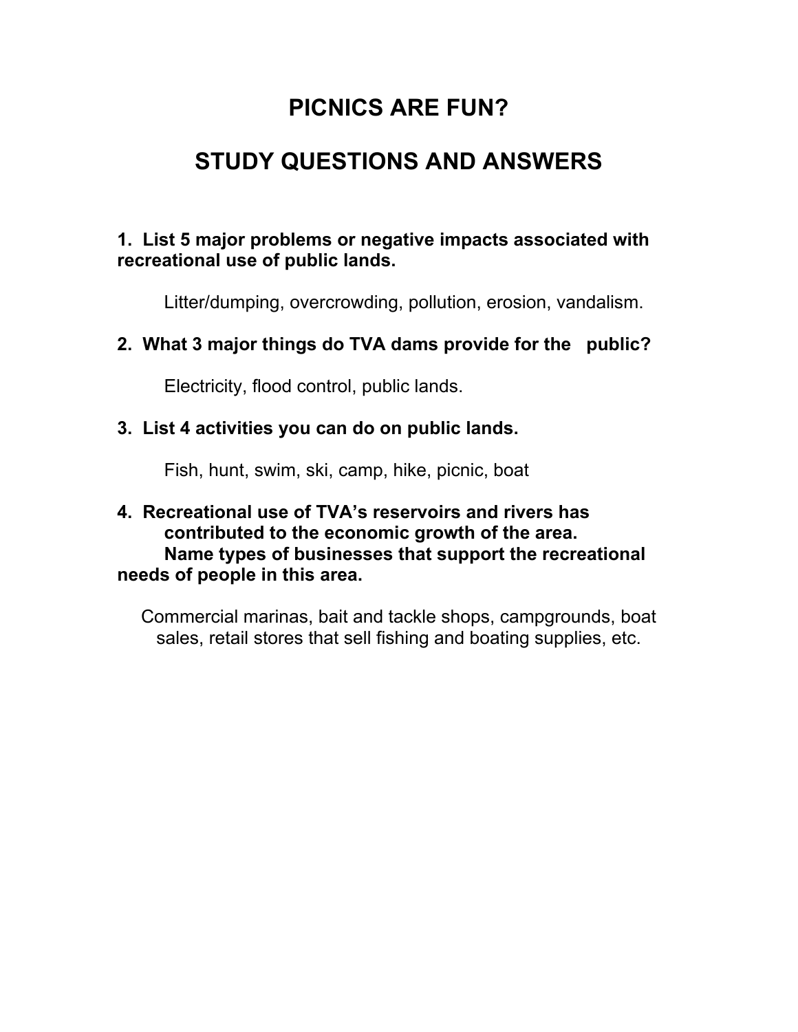# PICNICS ARE FUN?

## STUDY QUESTIONS AND ANSWERS

**1. List 5 major problems or negative impacts associated with recreational use of public lands.**

Litter/dumping, overcrowding, pollution, erosion, vandalism.

**2. What 3 major things do TVA dams provide for the public?**

Electricity, flood control, public lands.

**3. List 4 activities you can do on public lands.**

Fish, hunt, swim, ski, camp, hike, picnic, boat

**4. Recreational use of TVA's reservoirs and rivers has contributed to the economic growth of the area. Name types of businesses that support the recreational needs of people in this area.**

Commercial marinas, bait and tackle shops, campgrounds, boat sales, retail stores that sell fishing and boating supplies, etc.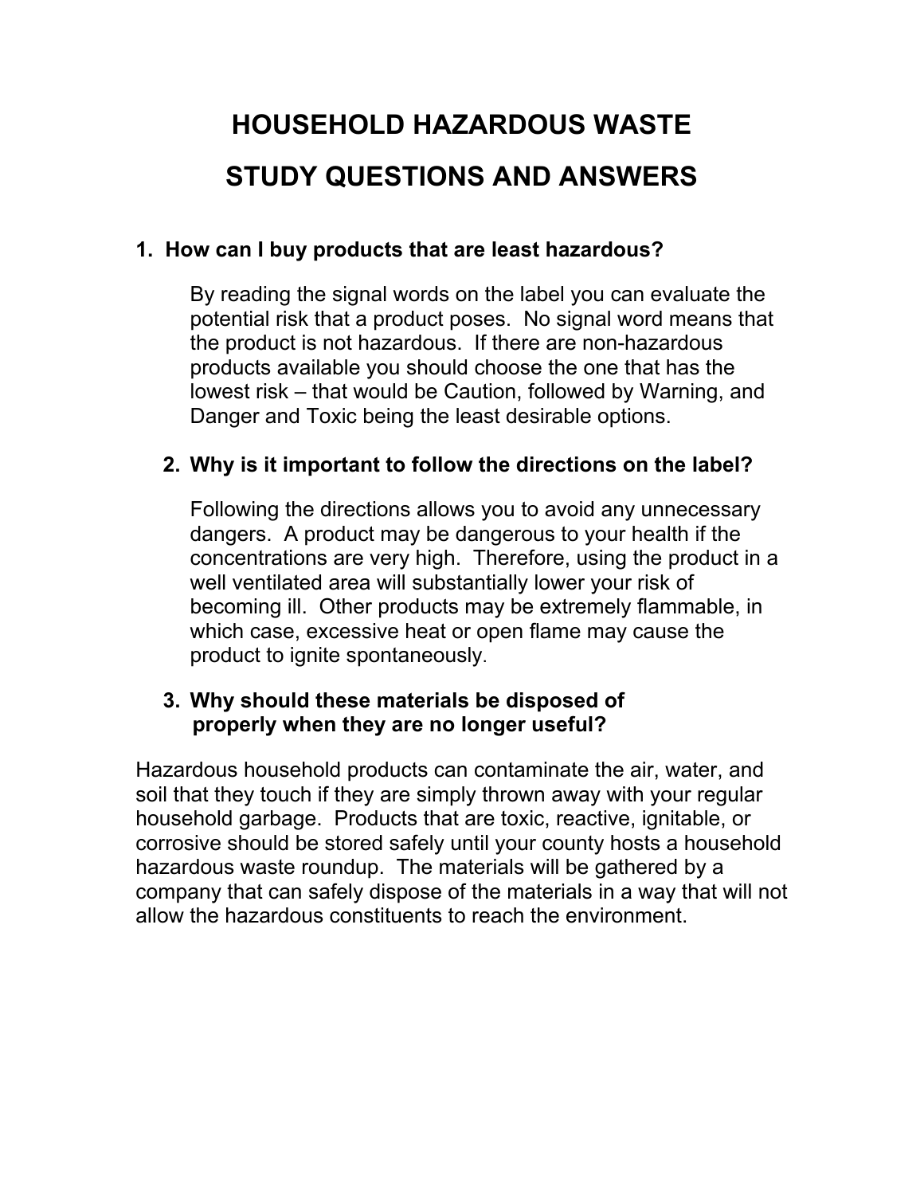# HOUSEHOLD HAZARDOUS WASTE

# STUDY QUESTIONS AND ANSWERS

**1. How can I buy products that are least hazardous?**

By reading the signal words on the label you can evaluate the potential risk that a product poses. No signal word means that the product is not hazardous. If there are non-hazardous products available you should choose the one that has the lowest risk – that would be Caution, followed by Warning, and Danger and Toxic being the least desirable options.

**2. Why is it important to follow the directions on the label?**

Following the directions allows you to avoid any unnecessary dangers. A product may be dangerous to your health if the concentrations are very high. Therefore, using the product in a well ventilated area will substantially lower your risk of becoming ill. Other products may be extremely flammable, in which case, excessive heat or open flame may cause the product to ignite spontaneously.

**3. Why should these materials be disposed of properly when they are no longer useful?**

Hazardous household products can contaminate the air, water, and soil that they touch if they are simply thrown away with your regular household garbage. Products that are toxic, reactive, ignitable, or corrosive should be stored safely until your county hosts a household hazardous waste roundup. The materials will be gathered by a company that can safely dispose of the materials in a way that will not allow the hazardous constituents to reach the environment.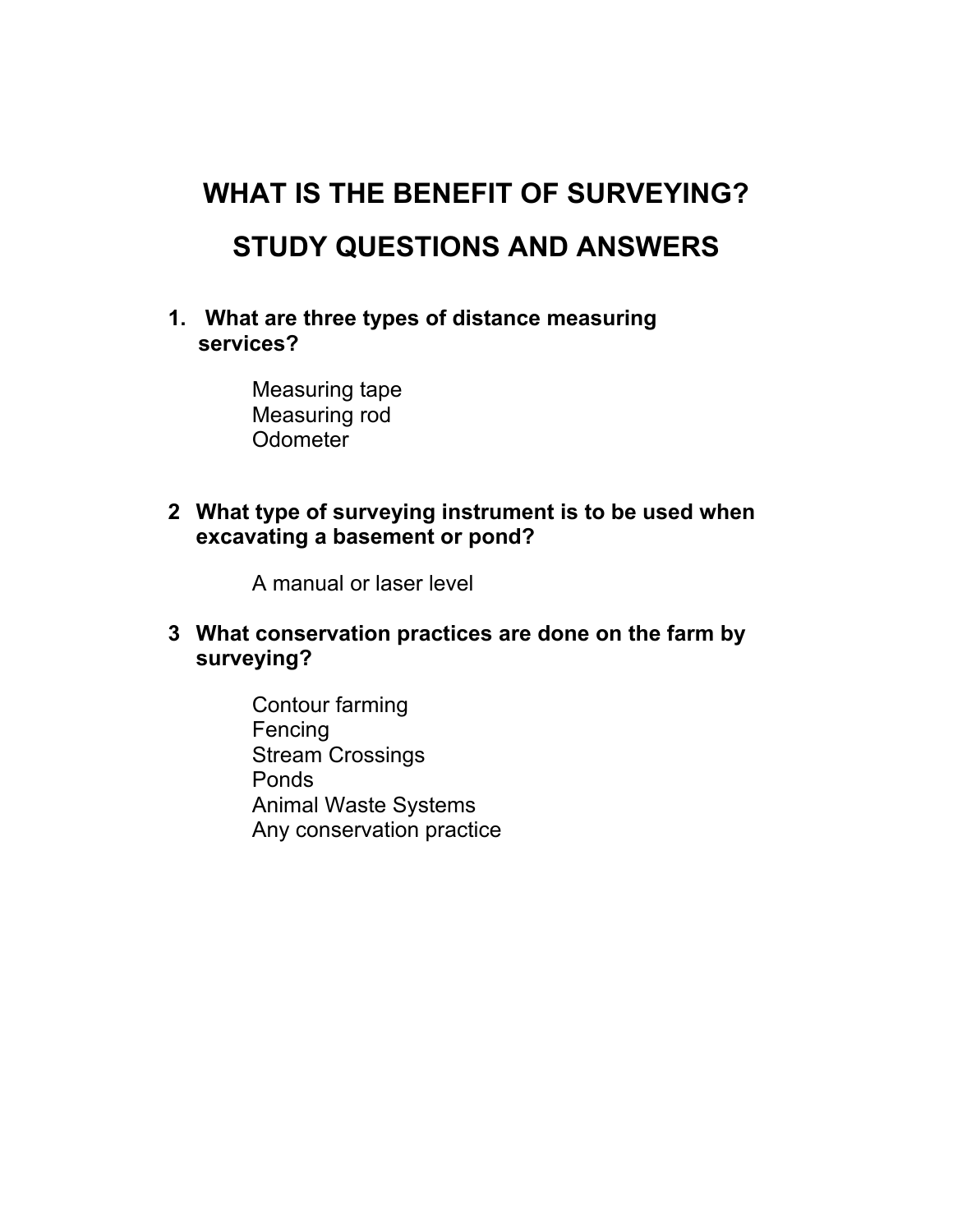# WHAT IS THE BENEFIT OF SURVEYING?

# STUDY QUESTIONS AND ANSWERS

**1. What are three types of distance measuring services?**

Measuring tape
Measuring rod
Odometer

**2 What type of surveying instrument is to be used when excavating a basement or pond?**

A manual or laser level

**3 What conservation practices are done on the farm by surveying?**

Contour farming
Fencing
Stream Crossings
Ponds
Animal Waste Systems
Any conservation practice